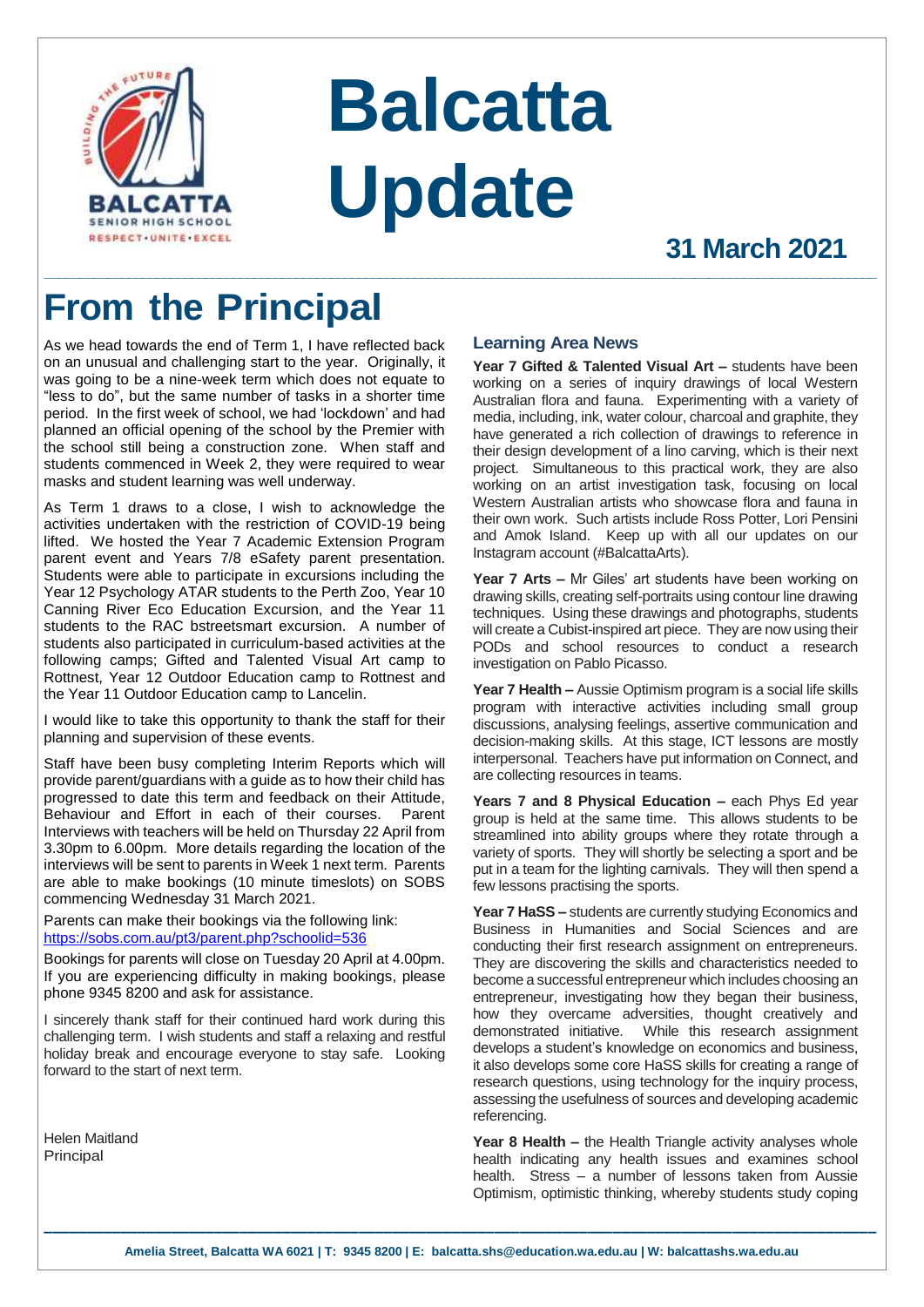# Balcatta Update

**31 March 2021**

## From the Principal

As we head towards the end of Term 1, I have reflected back on an unusual and challenging start to the year. Originally, it was going to be a nine-week term which does not equate to "less to do", but the same number of tasks in a shorter time period. In the first week of school, we had 'lockdown' and had planned an official opening of the school by the Premier with the school still being a construction zone. When staff and students commenced in Week 2, they were required to wear masks and student learning was well underway.

As Term 1 draws to a close, I wish to acknowledge the activities undertaken with the restriction of COVID-19 being lifted. We hosted the Year 7 Academic Extension Program parent event and Years 7/8 eSafety parent presentation. Students were able to participate in excursions including the Year 12 Psychology ATAR students to the Perth Zoo, Year 10 Canning River Eco Education Excursion, and the Year 11 students to the RAC bstreetsmart excursion. A number of students also participated in curriculum-based activities at the following camps; Gifted and Talented Visual Art camp to Rottnest, Year 12 Outdoor Education camp to Rottnest and the Year 11 Outdoor Education camp to Lancelin.

I would like to take this opportunity to thank the staff for their planning and supervision of these events.

Staff have been busy completing Interim Reports which will provide parent/guardians with a guide as to how their child has progressed to date this term and feedback on their Attitude, Behaviour and Effort in each of their courses. Parent Interviews with teachers will be held on Thursday 22 April from 3.30pm to 6.00pm. More details regarding the location of the interviews will be sent to parents in Week 1 next term. Parents are able to make bookings (10 minute timeslots) on SOBS commencing Wednesday 31 March 2021.

Parents can make their bookings via the following link: https://sobs.com.au/pt3/parent.php?schoolid=536

Bookings for parents will close on Tuesday 20 April at 4.00pm. If you are experiencing difficulty in making bookings, please phone 9345 8200 and ask for assistance.

I sincerely thank staff for their continued hard work during this challenging term. I wish students and staff a relaxing and restful holiday break and encourage everyone to stay safe. Looking forward to the start of next term.

Helen Maitland
Principal

### Learning Area News

**Year 7 Gifted & Talented Visual Art –** students have been working on a series of inquiry drawings of local Western Australian flora and fauna. Experimenting with a variety of media, including, ink, water colour, charcoal and graphite, they have generated a rich collection of drawings to reference in their design development of a lino carving, which is their next project. Simultaneous to this practical work, they are also working on an artist investigation task, focusing on local Western Australian artists who showcase flora and fauna in their own work. Such artists include Ross Potter, Lori Pensini and Amok Island. Keep up with all our updates on our Instagram account (#BalcattaArts).

**Year 7 Arts –** Mr Giles' art students have been working on drawing skills, creating self-portraits using contour line drawing techniques. Using these drawings and photographs, students will create a Cubist-inspired art piece. They are now using their PODs and school resources to conduct a research investigation on Pablo Picasso.

**Year 7 Health –** Aussie Optimism program is a social life skills program with interactive activities including small group discussions, analysing feelings, assertive communication and decision-making skills. At this stage, ICT lessons are mostly interpersonal. Teachers have put information on Connect, and are collecting resources in teams.

**Years 7 and 8 Physical Education –** each Phys Ed year group is held at the same time. This allows students to be streamlined into ability groups where they rotate through a variety of sports. They will shortly be selecting a sport and be put in a team for the lighting carnivals. They will then spend a few lessons practising the sports.

**Year 7 HaSS –** students are currently studying Economics and Business in Humanities and Social Sciences and are conducting their first research assignment on entrepreneurs. They are discovering the skills and characteristics needed to become a successful entrepreneur which includes choosing an entrepreneur, investigating how they began their business, how they overcame adversities, thought creatively and demonstrated initiative. While this research assignment develops a student's knowledge on economics and business, it also develops some core HaSS skills for creating a range of research questions, using technology for the inquiry process, assessing the usefulness of sources and developing academic referencing.

**Year 8 Health –** the Health Triangle activity analyses whole health indicating any health issues and examines school health. Stress – a number of lessons taken from Aussie Optimism, optimistic thinking, whereby students study coping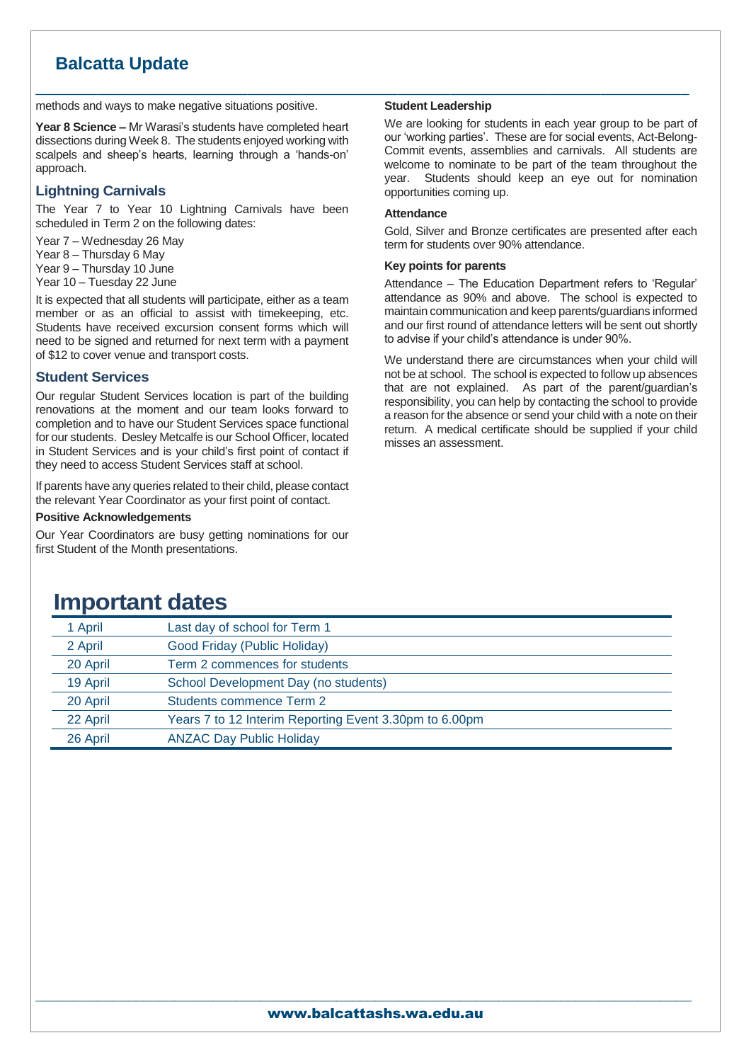methods and ways to make negative situations positive.

**Year 8 Science –** Mr Warasi's students have completed heart dissections during Week 8. The students enjoyed working with scalpels and sheep's hearts, learning through a 'hands-on' approach.

## Lightning Carnivals

The Year 7 to Year 10 Lightning Carnivals have been scheduled in Term 2 on the following dates:

Year 7 – Wednesday 26 May
Year 8 – Thursday 6 May
Year 9 – Thursday 10 June
Year 10 – Tuesday 22 June

It is expected that all students will participate, either as a team member or as an official to assist with timekeeping, etc. Students have received excursion consent forms which will need to be signed and returned for next term with a payment of $12 to cover venue and transport costs.

## Student Services

Our regular Student Services location is part of the building renovations at the moment and our team looks forward to completion and to have our Student Services space functional for our students. Desley Metcalfe is our School Officer, located in Student Services and is your child's first point of contact if they need to access Student Services staff at school.

If parents have any queries related to their child, please contact the relevant Year Coordinator as your first point of contact.

**Positive Acknowledgements**

Our Year Coordinators are busy getting nominations for our first Student of the Month presentations.

**Student Leadership**

We are looking for students in each year group to be part of our 'working parties'. These are for social events, Act-Belong-Commit events, assemblies and carnivals. All students are welcome to nominate to be part of the team throughout the year. Students should keep an eye out for nomination opportunities coming up.

**Attendance**

Gold, Silver and Bronze certificates are presented after each term for students over 90% attendance.

**Key points for parents**

Attendance – The Education Department refers to 'Regular' attendance as 90% and above. The school is expected to maintain communication and keep parents/guardians informed and our first round of attendance letters will be sent out shortly to advise if your child's attendance is under 90%.

We understand there are circumstances when your child will not be at school. The school is expected to follow up absences that are not explained. As part of the parent/guardian's responsibility, you can help by contacting the school to provide a reason for the absence or send your child with a note on their return. A medical certificate should be supplied if your child misses an assessment.

# Important dates

| | |
|---|---|
| 1 April | Last day of school for Term 1 |
| 2 April | Good Friday (Public Holiday) |
| 20 April | Term 2 commences for students |
| 19 April | School Development Day (no students) |
| 20 April | Students commence Term 2 |
| 22 April | Years 7 to 12 Interim Reporting Event 3.30pm to 6.00pm |
| 26 April | ANZAC Day Public Holiday |